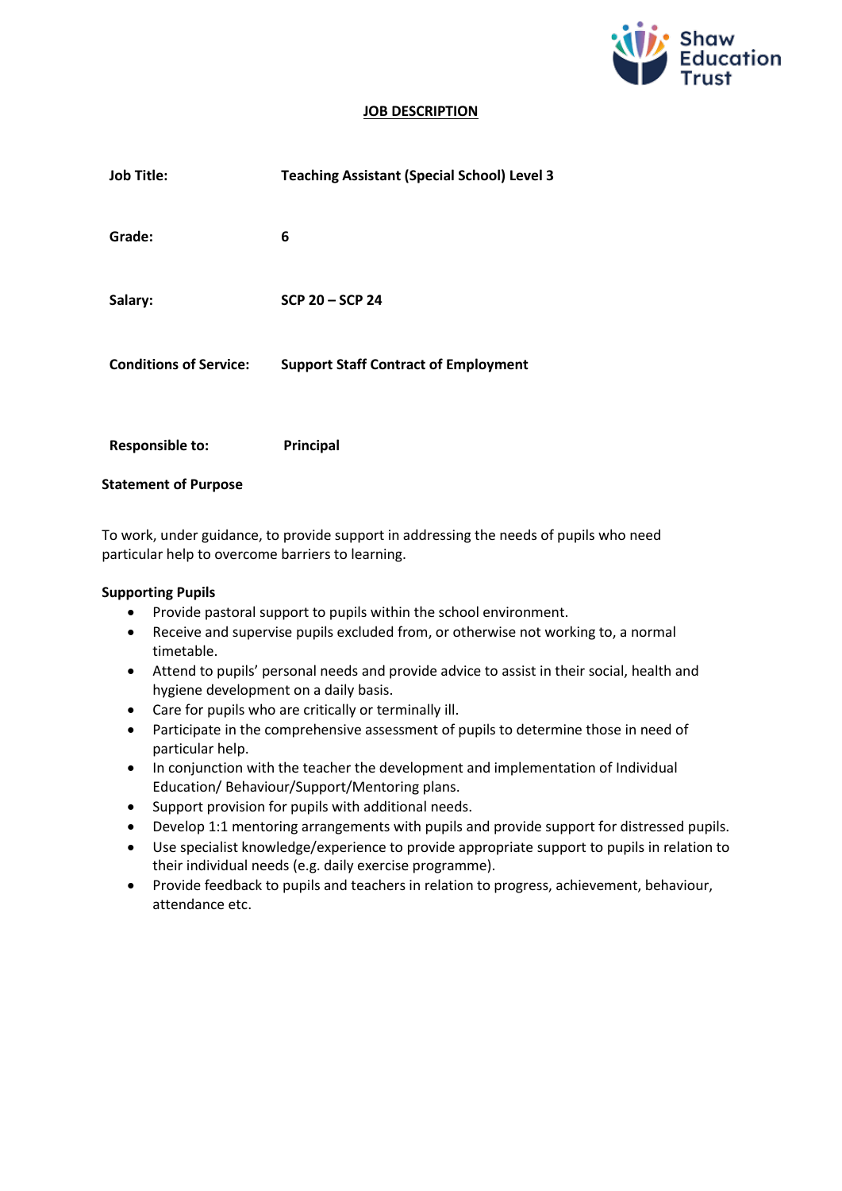Shaw Education Trust

# JOB DESCRIPTION

| | |
|---|---|
| **Job Title:** | **Teaching Assistant (Special School) Level 3** |
| **Grade:** | **6** |
| **Salary:** | **SCP 20 – SCP 24** |
| **Conditions of Service:** | **Support Staff Contract of Employment** |
| **Responsible to:** | **Principal** |

**Statement of Purpose**

To work, under guidance, to provide support in addressing the needs of pupils who need particular help to overcome barriers to learning.

**Supporting Pupils**

- Provide pastoral support to pupils within the school environment.
- Receive and supervise pupils excluded from, or otherwise not working to, a normal timetable.
- Attend to pupils' personal needs and provide advice to assist in their social, health and hygiene development on a daily basis.
- Care for pupils who are critically or terminally ill.
- Participate in the comprehensive assessment of pupils to determine those in need of particular help.
- In conjunction with the teacher the development and implementation of Individual Education/ Behaviour/Support/Mentoring plans.
- Support provision for pupils with additional needs.
- Develop 1:1 mentoring arrangements with pupils and provide support for distressed pupils.
- Use specialist knowledge/experience to provide appropriate support to pupils in relation to their individual needs (e.g. daily exercise programme).
- Provide feedback to pupils and teachers in relation to progress, achievement, behaviour, attendance etc.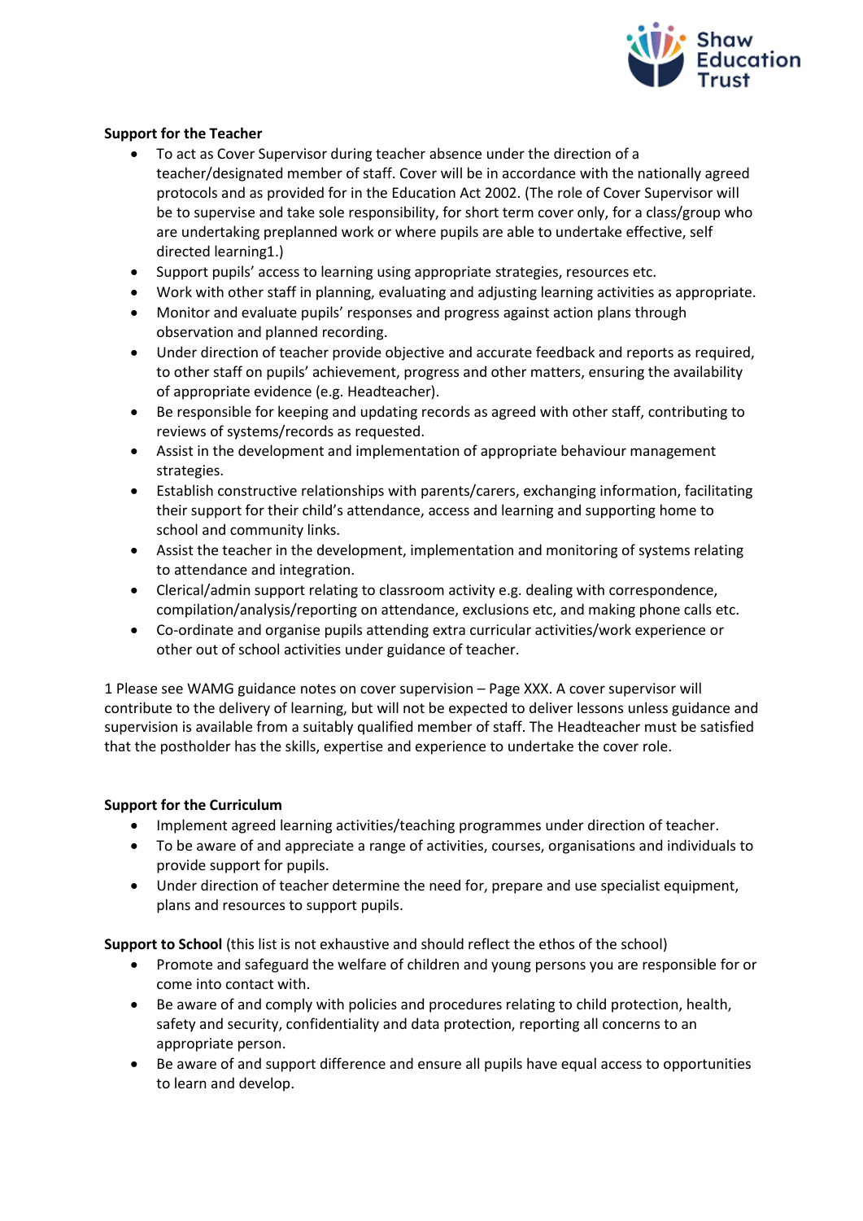**Support for the Teacher**

- To act as Cover Supervisor during teacher absence under the direction of a teacher/designated member of staff. Cover will be in accordance with the nationally agreed protocols and as provided for in the Education Act 2002. (The role of Cover Supervisor will be to supervise and take sole responsibility, for short term cover only, for a class/group who are undertaking preplanned work or where pupils are able to undertake effective, self directed learning[1].)
- Support pupils' access to learning using appropriate strategies, resources etc.
- Work with other staff in planning, evaluating and adjusting learning activities as appropriate.
- Monitor and evaluate pupils' responses and progress against action plans through observation and planned recording.
- Under direction of teacher provide objective and accurate feedback and reports as required, to other staff on pupils' achievement, progress and other matters, ensuring the availability of appropriate evidence (e.g. Headteacher).
- Be responsible for keeping and updating records as agreed with other staff, contributing to reviews of systems/records as requested.
- Assist in the development and implementation of appropriate behaviour management strategies.
- Establish constructive relationships with parents/carers, exchanging information, facilitating their support for their child's attendance, access and learning and supporting home to school and community links.
- Assist the teacher in the development, implementation and monitoring of systems relating to attendance and integration.
- Clerical/admin support relating to classroom activity e.g. dealing with correspondence, compilation/analysis/reporting on attendance, exclusions etc, and making phone calls etc.
- Co-ordinate and organise pupils attending extra curricular activities/work experience or other out of school activities under guidance of teacher.

1 Please see WAMG guidance notes on cover supervision – Page XXX. A cover supervisor will contribute to the delivery of learning, but will not be expected to deliver lessons unless guidance and supervision is available from a suitably qualified member of staff. The Headteacher must be satisfied that the postholder has the skills, expertise and experience to undertake the cover role.

**Support for the Curriculum**

- Implement agreed learning activities/teaching programmes under direction of teacher.
- To be aware of and appreciate a range of activities, courses, organisations and individuals to provide support for pupils.
- Under direction of teacher determine the need for, prepare and use specialist equipment, plans and resources to support pupils.

**Support to School** (this list is not exhaustive and should reflect the ethos of the school)

- Promote and safeguard the welfare of children and young persons you are responsible for or come into contact with.
- Be aware of and comply with policies and procedures relating to child protection, health, safety and security, confidentiality and data protection, reporting all concerns to an appropriate person.
- Be aware of and support difference and ensure all pupils have equal access to opportunities to learn and develop.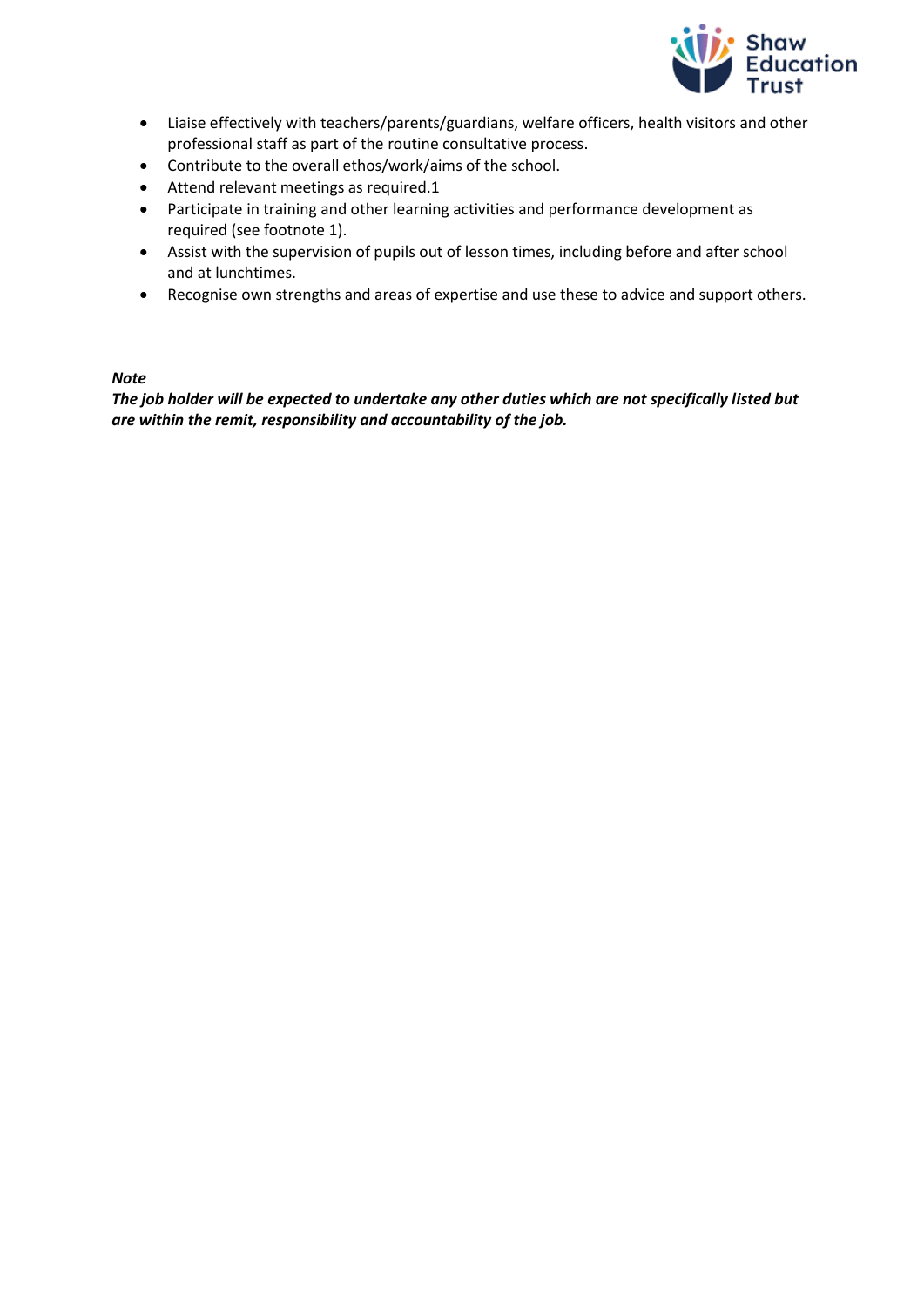- Liaise effectively with teachers/parents/guardians, welfare officers, health visitors and other professional staff as part of the routine consultative process.
- Contribute to the overall ethos/work/aims of the school.
- Attend relevant meetings as required.1
- Participate in training and other learning activities and performance development as required (see footnote 1).
- Assist with the supervision of pupils out of lesson times, including before and after school and at lunchtimes.
- Recognise own strengths and areas of expertise and use these to advice and support others.

***Note***
***The job holder will be expected to undertake any other duties which are not specifically listed but are within the remit, responsibility and accountability of the job.***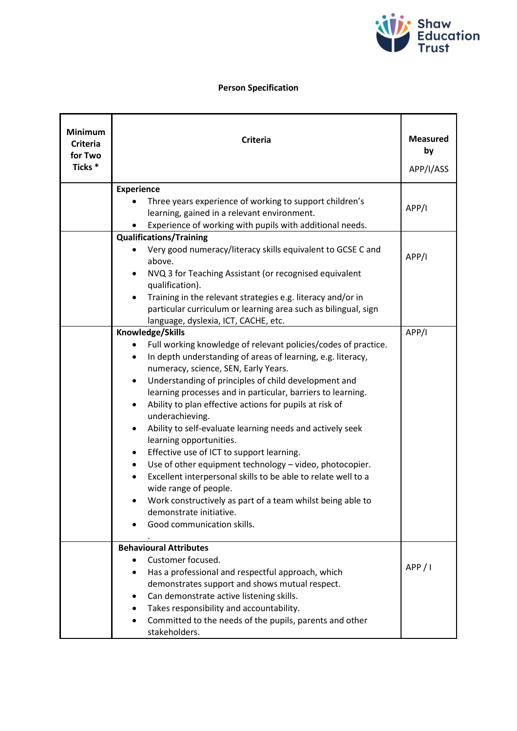**Person Specification**

| Minimum Criteria for Two Ticks * | Criteria | Measured by APP/I/ASS |
|---|---|---|
| | **Experience**<br>• Three years experience of working to support children's learning, gained in a relevant environment.<br>• Experience of working with pupils with additional needs. | APP/I |
| | **Qualifications/Training**<br>• Very good numeracy/literacy skills equivalent to GCSE C and above.<br>• NVQ 3 for Teaching Assistant (or recognised equivalent qualification).<br>• Training in the relevant strategies e.g. literacy and/or in particular curriculum or learning area such as bilingual, sign language, dyslexia, ICT, CACHE, etc. | APP/I |
| | **Knowledge/Skills**<br>• Full working knowledge of relevant policies/codes of practice.<br>• In depth understanding of areas of learning, e.g. literacy, numeracy, science, SEN, Early Years.<br>• Understanding of principles of child development and learning processes and in particular, barriers to learning.<br>• Ability to plan effective actions for pupils at risk of underachieving.<br>• Ability to self-evaluate learning needs and actively seek learning opportunities.<br>• Effective use of ICT to support learning.<br>• Use of other equipment technology – video, photocopier.<br>• Excellent interpersonal skills to be able to relate well to a wide range of people.<br>• Work constructively as part of a team whilst being able to demonstrate initiative.<br>• Good communication skills.<br>. | APP/I |
| | **Behavioural Attributes**<br>• Customer focused.<br>• Has a professional and respectful approach, which demonstrates support and shows mutual respect.<br>• Can demonstrate active listening skills.<br>• Takes responsibility and accountability.<br>• Committed to the needs of the pupils, parents and other stakeholders. | APP / I |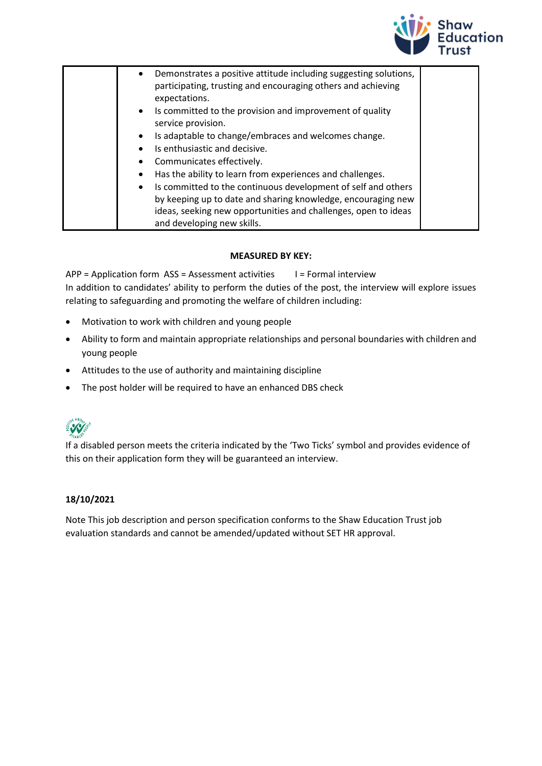| | | |
|---|---|---|
| | • Demonstrates a positive attitude including suggesting solutions, participating, trusting and encouraging others and achieving expectations.<br>• Is committed to the provision and improvement of quality service provision.<br>• Is adaptable to change/embraces and welcomes change.<br>• Is enthusiastic and decisive.<br>• Communicates effectively.<br>• Has the ability to learn from experiences and challenges.<br>• Is committed to the continuous development of self and others by keeping up to date and sharing knowledge, encouraging new ideas, seeking new opportunities and challenges, open to ideas and developing new skills. | |

**MEASURED BY KEY:**

APP = Application form ASS = Assessment activities I = Formal interview

In addition to candidates' ability to perform the duties of the post, the interview will explore issues relating to safeguarding and promoting the welfare of children including:

- Motivation to work with children and young people
- Ability to form and maintain appropriate relationships and personal boundaries with children and young people
- Attitudes to the use of authority and maintaining discipline
- The post holder will be required to have an enhanced DBS check

If a disabled person meets the criteria indicated by the 'Two Ticks' symbol and provides evidence of this on their application form they will be guaranteed an interview.

**18/10/2021**

Note This job description and person specification conforms to the Shaw Education Trust job evaluation standards and cannot be amended/updated without SET HR approval.